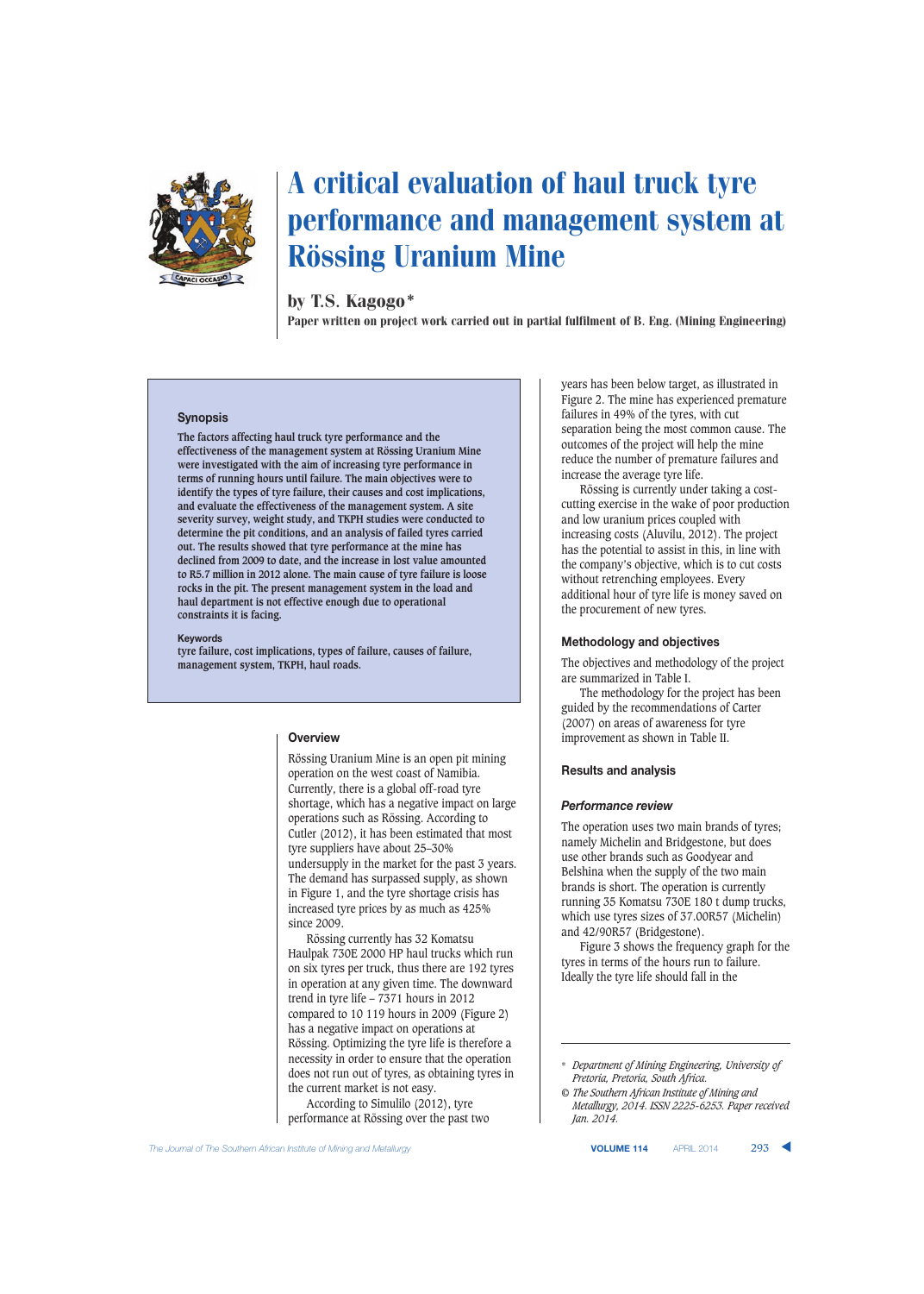# A critical evaluation of haul truck tyre performance and management system at Rössing Uranium Mine

by T.S. Kagogo*

**Paper written on project work carried out in partial fulfilment of B. Eng. (Mining Engineering)**

## Synopsis

The factors affecting haul truck tyre performance and the effectiveness of the management system at Rössing Uranium Mine were investigated with the aim of increasing tyre performance in terms of running hours until failure. The main objectives were to identify the types of tyre failure, their causes and cost implications, and evaluate the effectiveness of the management system. A site severity survey, weight study, and TKPH studies were conducted to determine the pit conditions, and an analysis of failed tyres carried out. The results showed that tyre performance at the mine has declined from 2009 to date, and the increase in lost value amounted to R5.7 million in 2012 alone. The main cause of tyre failure is loose rocks in the pit. The present management system in the load and haul department is not effective enough due to operational constraints it is facing.

### Keywords

tyre failure, cost implications, types of failure, causes of failure, management system, TKPH, haul roads.

## Overview

Rössing Uranium Mine is an open pit mining operation on the west coast of Namibia. Currently, there is a global off-road tyre shortage, which has a negative impact on large operations such as Rössing. According to Cutler (2012), it has been estimated that most tyre suppliers have about 25–30% undersupply in the market for the past 3 years. The demand has surpassed supply, as shown in Figure 1, and the tyre shortage crisis has increased tyre prices by as much as 425% since 2009.

Rössing currently has 32 Komatsu Haulpak 730E 2000 HP haul trucks which run on six tyres per truck, thus there are 192 tyres in operation at any given time. The downward trend in tyre life – 7371 hours in 2012 compared to 10 119 hours in 2009 (Figure 2) has a negative impact on operations at Rössing. Optimizing the tyre life is therefore a necessity in order to ensure that the operation does not run out of tyres, as obtaining tyres in the current market is not easy.

According to Simulilo (2012), tyre performance at Rössing over the past two years has been below target, as illustrated in Figure 2. The mine has experienced premature failures in 49% of the tyres, with cut separation being the most common cause. The outcomes of the project will help the mine reduce the number of premature failures and increase the average tyre life.

Rössing is currently under taking a cost-cutting exercise in the wake of poor production and low uranium prices coupled with increasing costs (Aluvilu, 2012). The project has the potential to assist in this, in line with the company's objective, which is to cut costs without retrenching employees. Every additional hour of tyre life is money saved on the procurement of new tyres.

## Methodology and objectives

The objectives and methodology of the project are summarized in Table I.

The methodology for the project has been guided by the recommendations of Carter (2007) on areas of awareness for tyre improvement as shown in Table II.

## Results and analysis

### *Performance review*

The operation uses two main brands of tyres; namely Michelin and Bridgestone, but does use other brands such as Goodyear and Belshina when the supply of the two main brands is short. The operation is currently running 35 Komatsu 730E 180 t dump trucks, which use tyres sizes of 37.00R57 (Michelin) and 42/90R57 (Bridgestone).

Figure 3 shows the frequency graph for the tyres in terms of the hours run to failure. Ideally the tyre life should fall in the

---

\* *Department of Mining Engineering, University of Pretoria, Pretoria, South Africa.*

© *The Southern African Institute of Mining and Metallurgy, 2014. ISSN 2225-6253. Paper received Jan. 2014.*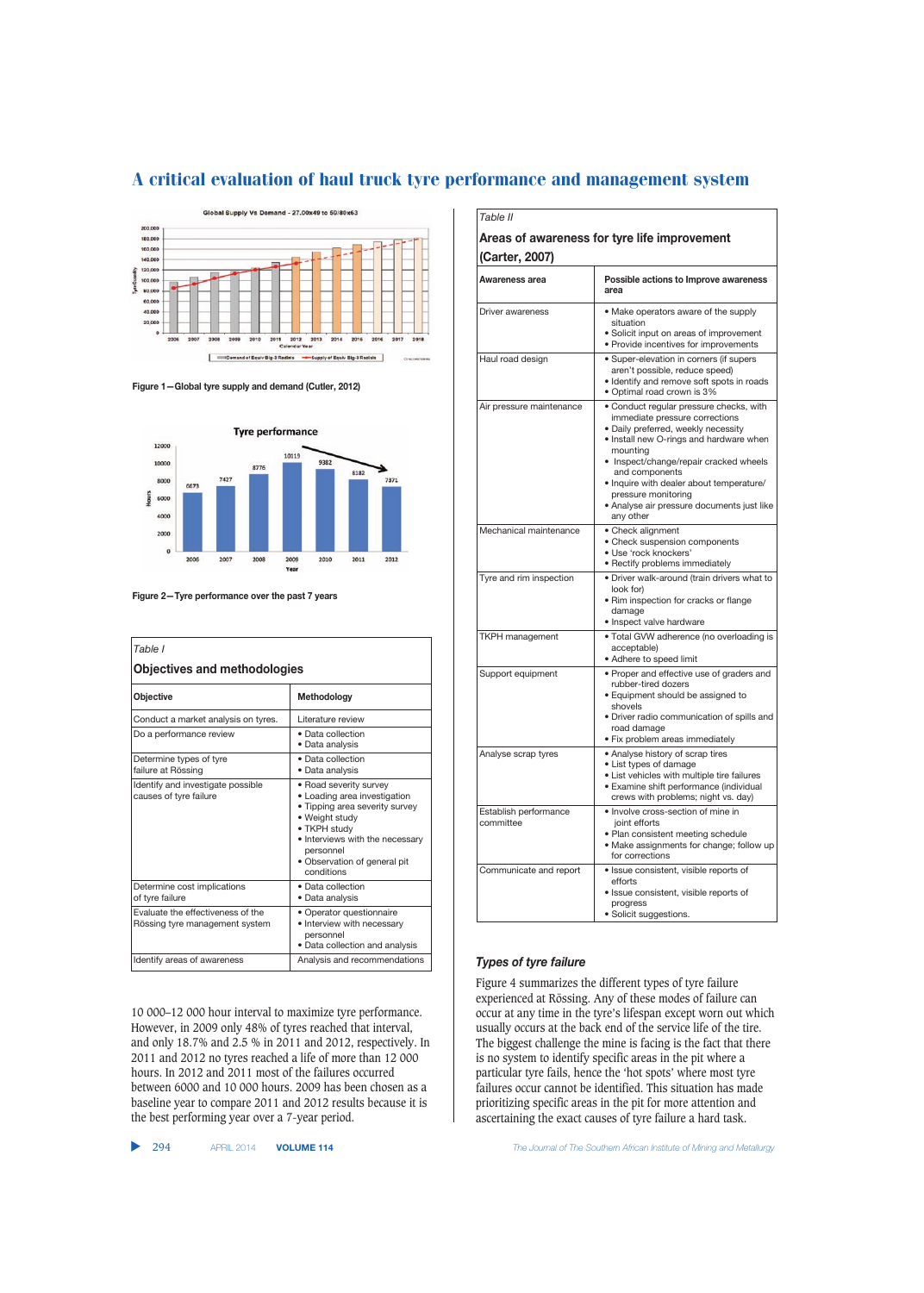Figure 1—Global tyre supply and demand (Cutler, 2012)

Figure 2—Tyre performance over the past 7 years

*Table I*

**Objectives and methodologies**

| Objective | Methodology |
|---|---|
| Conduct a market analysis on tyres. | Literature review |
| Do a performance review | • Data collection<br>• Data analysis |
| Determine types of tyre failure at Rössing | • Data collection<br>• Data analysis |
| Identify and investigate possible causes of tyre failure | • Road severity survey<br>• Loading area investigation<br>• Tipping area severity survey<br>• Weight study<br>• TKPH study<br>• Interviews with the necessary personnel<br>• Observation of general pit conditions |
| Determine cost implications of tyre failure | • Data collection<br>• Data analysis |
| Evaluate the effectiveness of the Rössing tyre management system | • Operator questionnaire<br>• Interview with necessary personnel<br>• Data collection and analysis |
| Identify areas of awareness | Analysis and recommendations |

10 000–12 000 hour interval to maximize tyre performance. However, in 2009 only 48% of tyres reached that interval, and only 18.7% and 2.5 % in 2011 and 2012, respectively. In 2011 and 2012 no tyres reached a life of more than 12 000 hours. In 2012 and 2011 most of the failures occurred between 6000 and 10 000 hours. 2009 has been chosen as a baseline year to compare 2011 and 2012 results because it is the best performing year over a 7-year period.

*Table II*

**Areas of awareness for tyre life improvement (Carter, 2007)**

| Awareness area | Possible actions to Improve awareness area |
|---|---|
| Driver awareness | • Make operators aware of the supply situation<br>• Solicit input on areas of improvement<br>• Provide incentives for improvements |
| Haul road design | • Super-elevation in corners (if supers aren't possible, reduce speed)<br>• Identify and remove soft spots in roads<br>• Optimal road crown is 3% |
| Air pressure maintenance | • Conduct regular pressure checks, with immediate pressure corrections<br>• Daily preferred, weekly necessity<br>• Install new O-rings and hardware when mounting<br>• Inspect/change/repair cracked wheels and components<br>• Inquire with dealer about temperature/pressure monitoring<br>• Analyse air pressure documents just like any other |
| Mechanical maintenance | • Check alignment<br>• Check suspension components<br>• Use 'rock knockers'<br>• Rectify problems immediately |
| Tyre and rim inspection | • Driver walk-around (train drivers what to look for)<br>• Rim inspection for cracks or flange damage<br>• Inspect valve hardware |
| TKPH management | • Total GVW adherence (no overloading is acceptable)<br>• Adhere to speed limit |
| Support equipment | • Proper and effective use of graders and rubber-tired dozers<br>• Equipment should be assigned to shovels<br>• Driver radio communication of spills and road damage<br>• Fix problem areas immediately |
| Analyse scrap tyres | • Analyse history of scrap tires<br>• List types of damage<br>• List vehicles with multiple tire failures<br>• Examine shift performance (individual crews with problems; night vs. day) |
| Establish performance committee | • Involve cross-section of mine in joint efforts<br>• Plan consistent meeting schedule<br>• Make assignments for change; follow up for corrections |
| Communicate and report | • Issue consistent, visible reports of efforts<br>• Issue consistent, visible reports of progress<br>• Solicit suggestions. |

### *Types of tyre failure*

Figure 4 summarizes the different types of tyre failure experienced at Rössing. Any of these modes of failure can occur at any time in the tyre's lifespan except worn out which usually occurs at the back end of the service life of the tire. The biggest challenge the mine is facing is the fact that there is no system to identify specific areas in the pit where a particular tyre fails, hence the 'hot spots' where most tyre failures occur cannot be identified. This situation has made prioritizing specific areas in the pit for more attention and ascertaining the exact causes of tyre failure a hard task.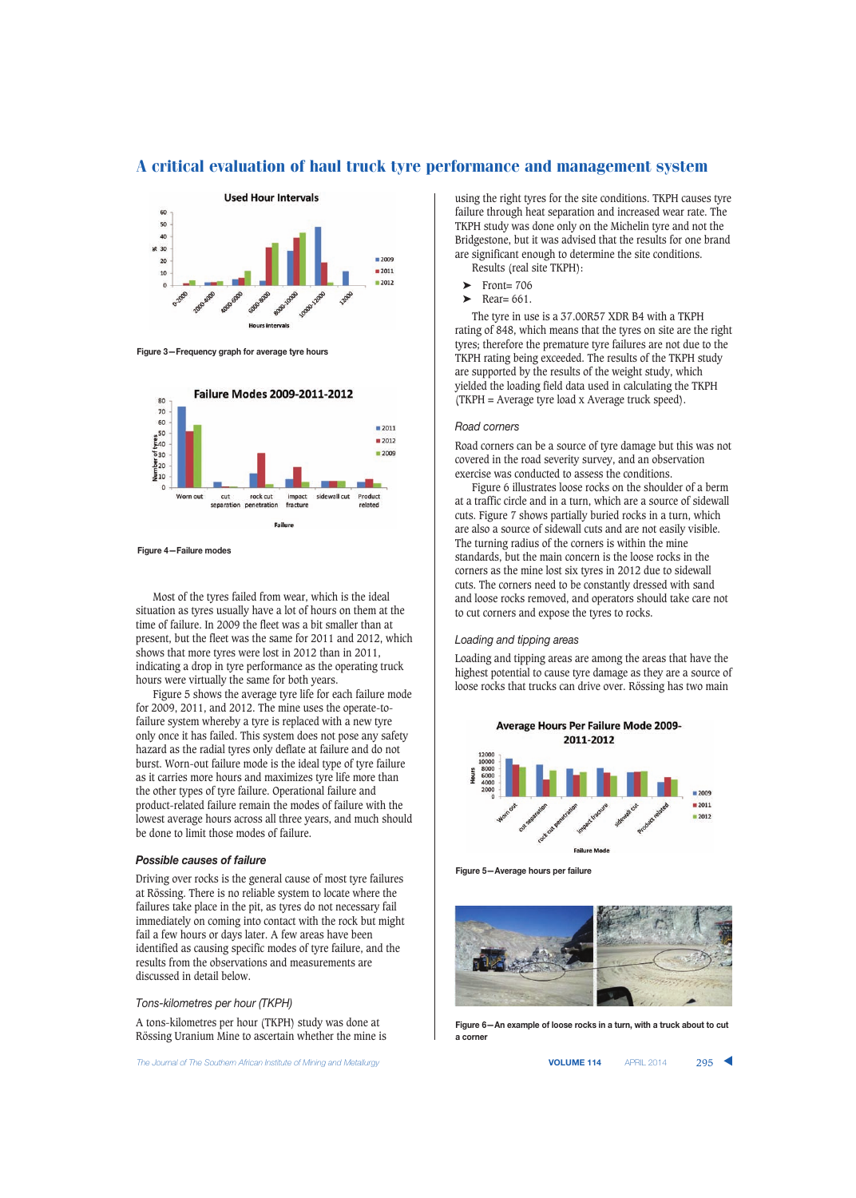Figure 3—Frequency graph for average tyre hours

Figure 4—Failure modes

Most of the tyres failed from wear, which is the ideal situation as tyres usually have a lot of hours on them at the time of failure. In 2009 the fleet was a bit smaller than at present, but the fleet was the same for 2011 and 2012, which shows that more tyres were lost in 2012 than in 2011, indicating a drop in tyre performance as the operating truck hours were virtually the same for both years.

Figure 5 shows the average tyre life for each failure mode for 2009, 2011, and 2012. The mine uses the operate-to-failure system whereby a tyre is replaced with a new tyre only once it has failed. This system does not pose any safety hazard as the radial tyres only deflate at failure and do not burst. Worn-out failure mode is the ideal type of tyre failure as it carries more hours and maximizes tyre life more than the other types of tyre failure. Operational failure and product-related failure remain the modes of failure with the lowest average hours across all three years, and much should be done to limit those modes of failure.

### *Possible causes of failure*

Driving over rocks is the general cause of most tyre failures at Rössing. There is no reliable system to locate where the failures take place in the pit, as tyres do not necessary fail immediately on coming into contact with the rock but might fail a few hours or days later. A few areas have been identified as causing specific modes of tyre failure, and the results from the observations and measurements are discussed in detail below.

#### *Tons-kilometres per hour (TKPH)*

A tons-kilometres per hour (TKPH) study was done at Rössing Uranium Mine to ascertain whether the mine is using the right tyres for the site conditions. TKPH causes tyre failure through heat separation and increased wear rate. The TKPH study was done only on the Michelin tyre and not the Bridgestone, but it was advised that the results for one brand are significant enough to determine the site conditions.

Results (real site TKPH):

- Front= 706
- Rear= 661.

The tyre in use is a 37.00R57 XDR B4 with a TKPH rating of 848, which means that the tyres on site are the right tyres; therefore the premature tyre failures are not due to the TKPH rating being exceeded. The results of the TKPH study are supported by the results of the weight study, which yielded the loading field data used in calculating the TKPH (TKPH = Average tyre load x Average truck speed).

#### *Road corners*

Road corners can be a source of tyre damage but this was not covered in the road severity survey, and an observation exercise was conducted to assess the conditions.

Figure 6 illustrates loose rocks on the shoulder of a berm at a traffic circle and in a turn, which are a source of sidewall cuts. Figure 7 shows partially buried rocks in a turn, which are also a source of sidewall cuts and are not easily visible. The turning radius of the corners is within the mine standards, but the main concern is the loose rocks in the corners as the mine lost six tyres in 2012 due to sidewall cuts. The corners need to be constantly dressed with sand and loose rocks removed, and operators should take care not to cut corners and expose the tyres to rocks.

#### *Loading and tipping areas*

Loading and tipping areas are among the areas that have the highest potential to cause tyre damage as they are a source of loose rocks that trucks can drive over. Rössing has two main

Figure 5—Average hours per failure

Figure 6—An example of loose rocks in a turn, with a truck about to cut a corner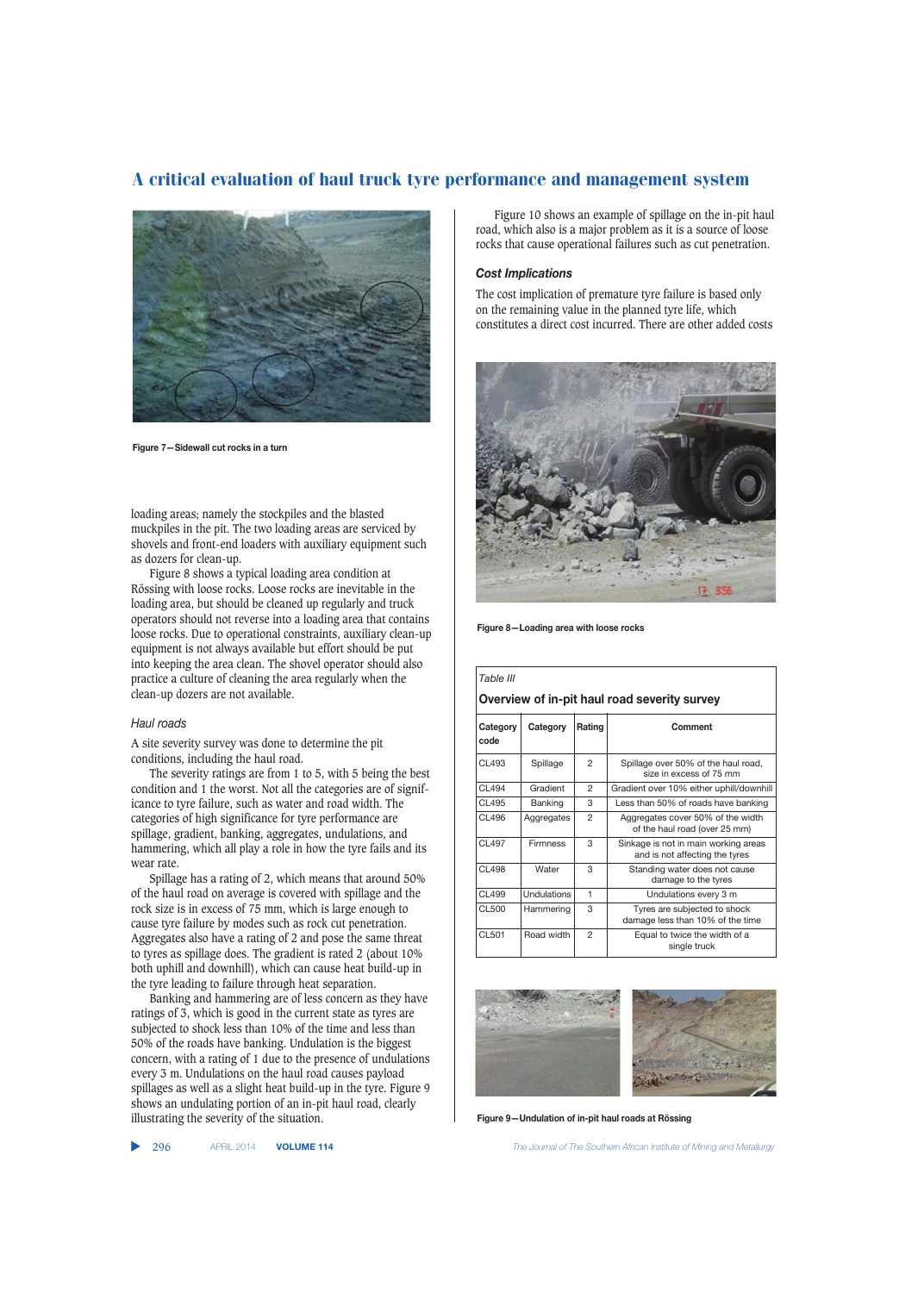Figure 7—Sidewall cut rocks in a turn

loading areas; namely the stockpiles and the blasted muckpiles in the pit. The two loading areas are serviced by shovels and front-end loaders with auxiliary equipment such as dozers for clean-up.

Figure 8 shows a typical loading area condition at Rössing with loose rocks. Loose rocks are inevitable in the loading area, but should be cleaned up regularly and truck operators should not reverse into a loading area that contains loose rocks. Due to operational constraints, auxiliary clean-up equipment is not always available but effort should be put into keeping the area clean. The shovel operator should also practice a culture of cleaning the area regularly when the clean-up dozers are not available.

### Haul roads

A site severity survey was done to determine the pit conditions, including the haul road.

The severity ratings are from 1 to 5, with 5 being the best condition and 1 the worst. Not all the categories are of significance to tyre failure, such as water and road width. The categories of high significance for tyre performance are spillage, gradient, banking, aggregates, undulations, and hammering, which all play a role in how the tyre fails and its wear rate.

Spillage has a rating of 2, which means that around 50% of the haul road on average is covered with spillage and the rock size is in excess of 75 mm, which is large enough to cause tyre failure by modes such as rock cut penetration. Aggregates also have a rating of 2 and pose the same threat to tyres as spillage does. The gradient is rated 2 (about 10% both uphill and downhill), which can cause heat build-up in the tyre leading to failure through heat separation.

Banking and hammering are of less concern as they have ratings of 3, which is good in the current state as tyres are subjected to shock less than 10% of the time and less than 50% of the roads have banking. Undulation is the biggest concern, with a rating of 1 due to the presence of undulations every 3 m. Undulations on the haul road causes payload spillages as well as a slight heat build-up in the tyre. Figure 9 shows an undulating portion of an in-pit haul road, clearly illustrating the severity of the situation.

Figure 10 shows an example of spillage on the in-pit haul road, which also is a major problem as it is a source of loose rocks that cause operational failures such as cut penetration.

### Cost Implications

The cost implication of premature tyre failure is based only on the remaining value in the planned tyre life, which constitutes a direct cost incurred. There are other added costs

Figure 8—Loading area with loose rocks

*Table III*

**Overview of in-pit haul road severity survey**

| Category code | Category | Rating | Comment |
|---|---|---|---|
| CL493 | Spillage | 2 | Spillage over 50% of the haul road, size in excess of 75 mm |
| CL494 | Gradient | 2 | Gradient over 10% either uphill/downhill |
| CL495 | Banking | 3 | Less than 50% of roads have banking |
| CL496 | Aggregates | 2 | Aggregates cover 50% of the width of the haul road (over 25 mm) |
| CL497 | Firmness | 3 | Sinkage is not in main working areas and is not affecting the tyres |
| CL498 | Water | 3 | Standing water does not cause damage to the tyres |
| CL499 | Undulations | 1 | Undulations every 3 m |
| CL500 | Hammering | 3 | Tyres are subjected to shock damage less than 10% of the time |
| CL501 | Road width | 2 | Equal to twice the width of a single truck |

Figure 9—Undulation of in-pit haul roads at Rössing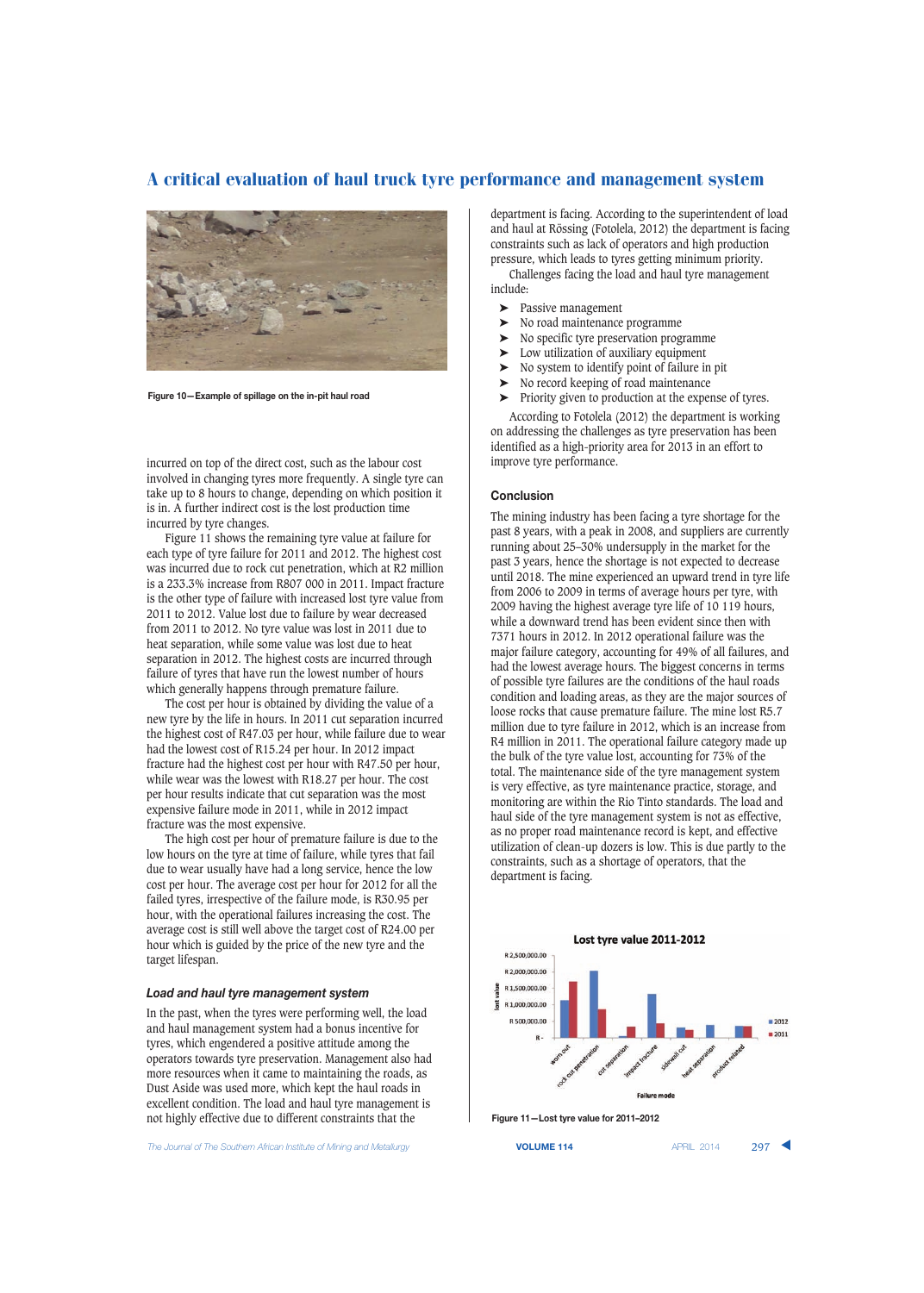Figure 10—Example of spillage on the in-pit haul road

incurred on top of the direct cost, such as the labour cost involved in changing tyres more frequently. A single tyre can take up to 8 hours to change, depending on which position it is in. A further indirect cost is the lost production time incurred by tyre changes.

Figure 11 shows the remaining tyre value at failure for each type of tyre failure for 2011 and 2012. The highest cost was incurred due to rock cut penetration, which at R2 million is a 233.3% increase from R807 000 in 2011. Impact fracture is the other type of failure with increased lost tyre value from 2011 to 2012. Value lost due to failure by wear decreased from 2011 to 2012. No tyre value was lost in 2011 due to heat separation, while some value was lost due to heat separation in 2012. The highest costs are incurred through failure of tyres that have run the lowest number of hours which generally happens through premature failure.

The cost per hour is obtained by dividing the value of a new tyre by the life in hours. In 2011 cut separation incurred the highest cost of R47.03 per hour, while failure due to wear had the lowest cost of R15.24 per hour. In 2012 impact fracture had the highest cost per hour with R47.50 per hour, while wear was the lowest with R18.27 per hour. The cost per hour results indicate that cut separation was the most expensive failure mode in 2011, while in 2012 impact fracture was the most expensive.

The high cost per hour of premature failure is due to the low hours on the tyre at time of failure, while tyres that fail due to wear usually have had a long service, hence the low cost per hour. The average cost per hour for 2012 for all the failed tyres, irrespective of the failure mode, is R30.95 per hour, with the operational failures increasing the cost. The average cost is still well above the target cost of R24.00 per hour which is guided by the price of the new tyre and the target lifespan.

### *Load and haul tyre management system*

In the past, when the tyres were performing well, the load and haul management system had a bonus incentive for tyres, which engendered a positive attitude among the operators towards tyre preservation. Management also had more resources when it came to maintaining the roads, as Dust Aside was used more, which kept the haul roads in excellent condition. The load and haul tyre management is not highly effective due to different constraints that the department is facing. According to the superintendent of load and haul at Rössing (Fotolela, 2012) the department is facing constraints such as lack of operators and high production pressure, which leads to tyres getting minimum priority.

Challenges facing the load and haul tyre management include:

- Passive management
- No road maintenance programme
- No specific tyre preservation programme
- Low utilization of auxiliary equipment
- No system to identify point of failure in pit
- No record keeping of road maintenance
- Priority given to production at the expense of tyres.

According to Fotolela (2012) the department is working on addressing the challenges as tyre preservation has been identified as a high-priority area for 2013 in an effort to improve tyre performance.

## Conclusion

The mining industry has been facing a tyre shortage for the past 8 years, with a peak in 2008, and suppliers are currently running about 25–30% undersupply in the market for the past 3 years, hence the shortage is not expected to decrease until 2018. The mine experienced an upward trend in tyre life from 2006 to 2009 in terms of average hours per tyre, with 2009 having the highest average tyre life of 10 119 hours, while a downward trend has been evident since then with 7371 hours in 2012. In 2012 operational failure was the major failure category, accounting for 49% of all failures, and had the lowest average hours. The biggest concerns in terms of possible tyre failures are the conditions of the haul roads condition and loading areas, as they are the major sources of loose rocks that cause premature failure. The mine lost R5.7 million due to tyre failure in 2012, which is an increase from R4 million in 2011. The operational failure category made up the bulk of the tyre value lost, accounting for 73% of the total. The maintenance side of the tyre management system is very effective, as tyre maintenance practice, storage, and monitoring are within the Rio Tinto standards. The load and haul side of the tyre management system is not as effective, as no proper road maintenance record is kept, and effective utilization of clean-up dozers is low. This is due partly to the constraints, such as a shortage of operators, that the department is facing.

Figure 11—Lost tyre value for 2011–2012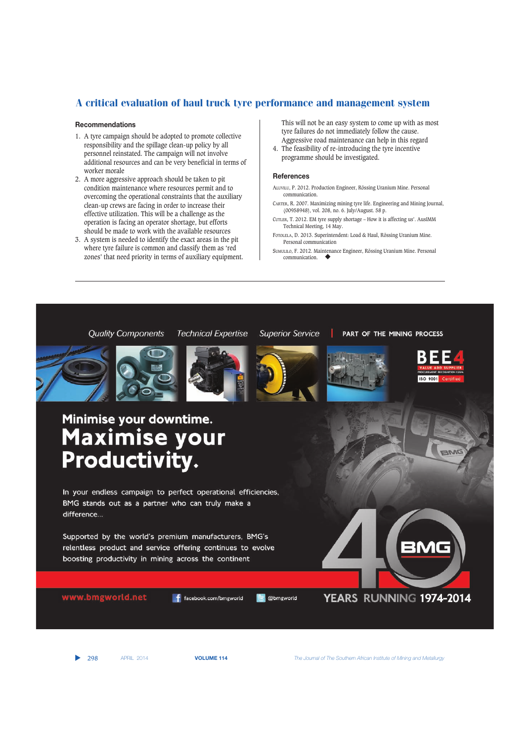## Recommendations

1. A tyre campaign should be adopted to promote collective responsibility and the spillage clean-up policy by all personnel reinstated. The campaign will not involve additional resources and can be very beneficial in terms of worker morale
2. A more aggressive approach should be taken to pit condition maintenance where resources permit and to overcoming the operational constraints that the auxiliary clean-up crews are facing in order to increase their effective utilization. This will be a challenge as the operation is facing an operator shortage, but efforts should be made to work with the available resources
3. A system is needed to identify the exact areas in the pit where tyre failure is common and classify them as 'red zones' that need priority in terms of auxiliary equipment. This will not be an easy system to come up with as most tyre failures do not immediately follow the cause. Aggressive road maintenance can help in this regard
4. The feasibility of re-introducing the tyre incentive programme should be investigated.

## References

Aluvilu, P. 2012. Production Engineer, Rössing Uranium Mine. Personal communication.

Carter, R. 2007. Maximizing mining tyre life. Engineering and Mining Journal, (00958948), vol. 208, no. 6. July/August. 58 p.

Cutler, T. 2012. EM tyre supply shortage – How it is affecting us'. AusIMM Technical Meeting, 14 May.

Fotolela, D. 2013. Superintendent: Load & Haul, Rössing Uranium Mine. Personal communication

Sumulilo, F. 2012. Maintenance Engineer, Rössing Uranium Mine. Personal communication. ◆

---

*Quality Components* *Technical Expertise* *Superior Service* | PART OF THE MINING PROCESS

BEE4 VALUE ADD SUPPLIER — ISO 9001 Certified

**Minimise your downtime.**
**Maximise your Productivity.**

In your endless campaign to perfect operational efficiencies, BMG stands out as a partner who can truly make a difference...

Supported by the world's premium manufacturers, BMG's relentless product and service offering continues to evolve boosting productivity in mining across the continent

www.bmgworld.net facebook.com/bmgworld @bmgworld

BMG 40 YEARS RUNNING 1974-2014